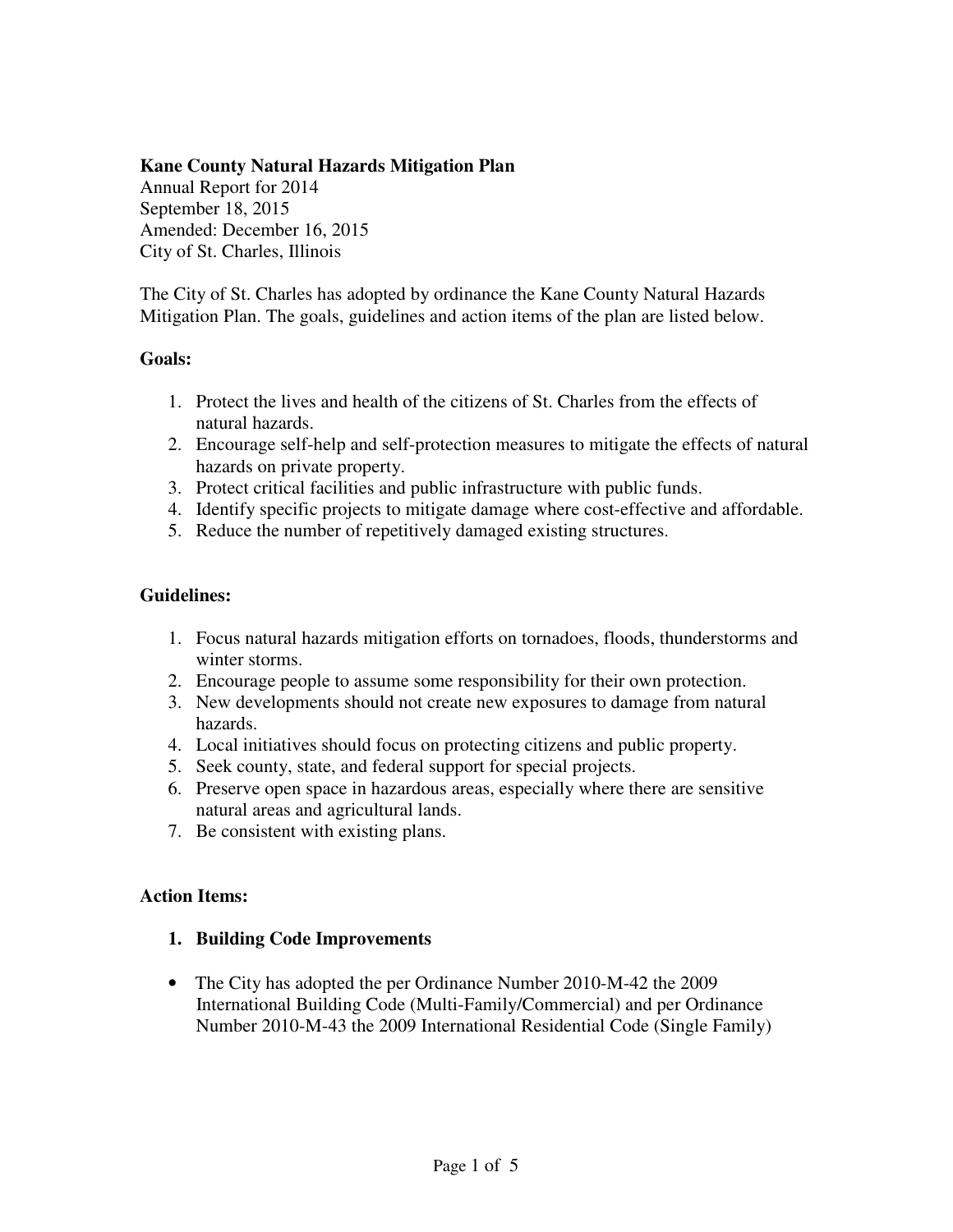**Kane County Natural Hazards Mitigation Plan**
Annual Report for 2014
September 18, 2015
Amended: December 16, 2015
City of St. Charles, Illinois

The City of St. Charles has adopted by ordinance the Kane County Natural Hazards Mitigation Plan. The goals, guidelines and action items of the plan are listed below.

**Goals:**

1. Protect the lives and health of the citizens of St. Charles from the effects of natural hazards.
2. Encourage self-help and self-protection measures to mitigate the effects of natural hazards on private property.
3. Protect critical facilities and public infrastructure with public funds.
4. Identify specific projects to mitigate damage where cost-effective and affordable.
5. Reduce the number of repetitively damaged existing structures.

**Guidelines:**

1. Focus natural hazards mitigation efforts on tornadoes, floods, thunderstorms and winter storms.
2. Encourage people to assume some responsibility for their own protection.
3. New developments should not create new exposures to damage from natural hazards.
4. Local initiatives should focus on protecting citizens and public property.
5. Seek county, state, and federal support for special projects.
6. Preserve open space in hazardous areas, especially where there are sensitive natural areas and agricultural lands.
7. Be consistent with existing plans.

**Action Items:**

1. **Building Code Improvements**

- The City has adopted the per Ordinance Number 2010-M-42 the 2009 International Building Code (Multi-Family/Commercial) and per Ordinance Number 2010-M-43 the 2009 International Residential Code (Single Family)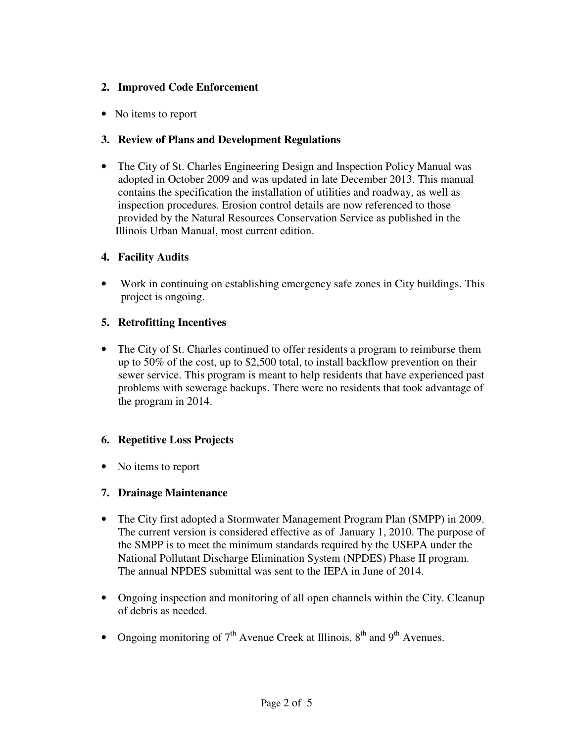## 2. Improved Code Enforcement

- No items to report

## 3. Review of Plans and Development Regulations

- The City of St. Charles Engineering Design and Inspection Policy Manual was adopted in October 2009 and was updated in late December 2013. This manual contains the specification the installation of utilities and roadway, as well as inspection procedures. Erosion control details are now referenced to those provided by the Natural Resources Conservation Service as published in the Illinois Urban Manual, most current edition.

## 4. Facility Audits

- Work in continuing on establishing emergency safe zones in City buildings. This project is ongoing.

## 5. Retrofitting Incentives

- The City of St. Charles continued to offer residents a program to reimburse them up to 50% of the cost, up to $2,500 total, to install backflow prevention on their sewer service. This program is meant to help residents that have experienced past problems with sewerage backups. There were no residents that took advantage of the program in 2014.

## 6. Repetitive Loss Projects

- No items to report

## 7. Drainage Maintenance

- The City first adopted a Stormwater Management Program Plan (SMPP) in 2009. The current version is considered effective as of January 1, 2010. The purpose of the SMPP is to meet the minimum standards required by the USEPA under the National Pollutant Discharge Elimination System (NPDES) Phase II program. The annual NPDES submittal was sent to the IEPA in June of 2014.

- Ongoing inspection and monitoring of all open channels within the City. Cleanup of debris as needed.

- Ongoing monitoring of 7th Avenue Creek at Illinois, 8th and 9th Avenues.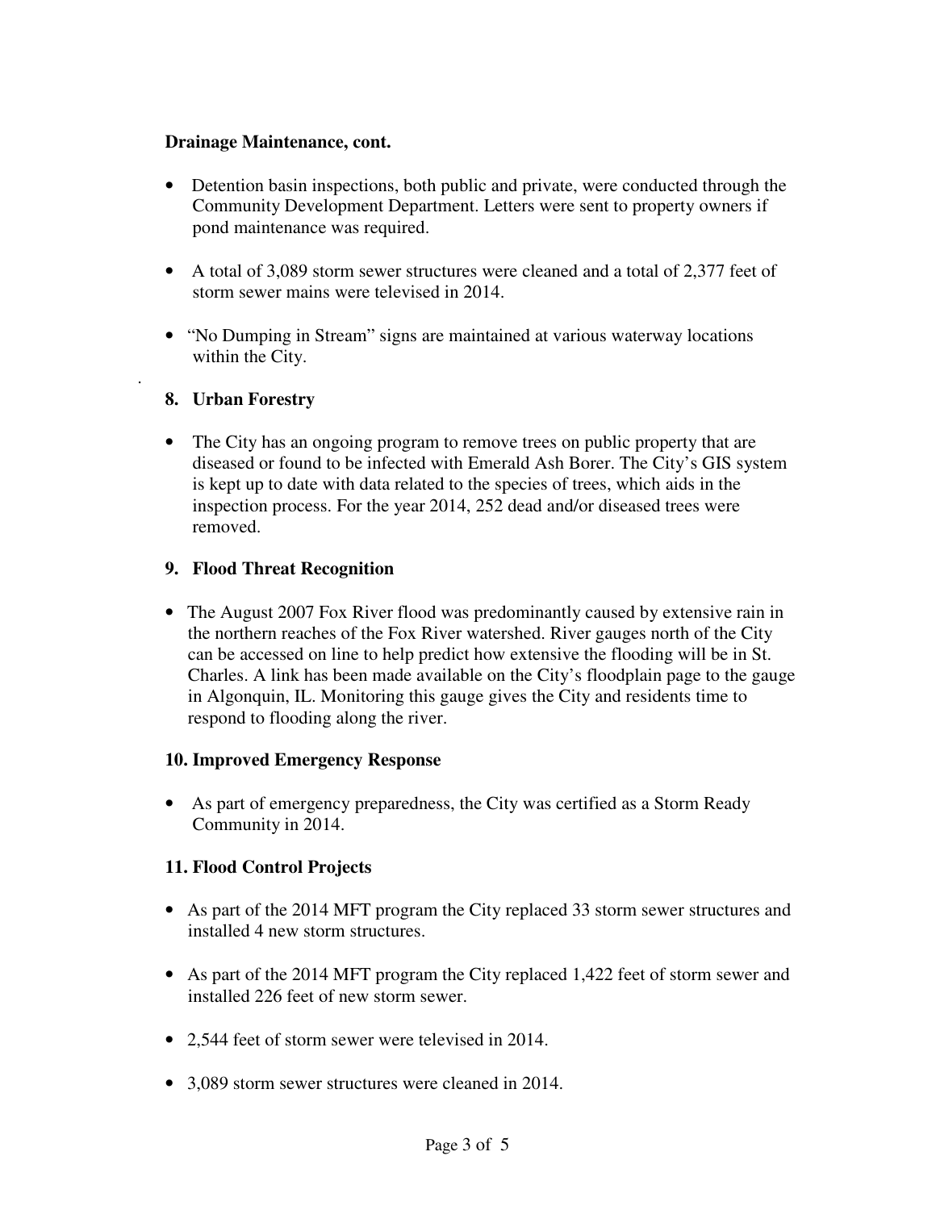**Drainage Maintenance, cont.**

- Detention basin inspections, both public and private, were conducted through the Community Development Department. Letters were sent to property owners if pond maintenance was required.
- A total of 3,089 storm sewer structures were cleaned and a total of 2,377 feet of storm sewer mains were televised in 2014.
- "No Dumping in Stream" signs are maintained at various waterway locations within the City.

.

**8. Urban Forestry**

- The City has an ongoing program to remove trees on public property that are diseased or found to be infected with Emerald Ash Borer. The City's GIS system is kept up to date with data related to the species of trees, which aids in the inspection process. For the year 2014, 252 dead and/or diseased trees were removed.

**9. Flood Threat Recognition**

- The August 2007 Fox River flood was predominantly caused by extensive rain in the northern reaches of the Fox River watershed. River gauges north of the City can be accessed on line to help predict how extensive the flooding will be in St. Charles. A link has been made available on the City's floodplain page to the gauge in Algonquin, IL. Monitoring this gauge gives the City and residents time to respond to flooding along the river.

**10. Improved Emergency Response**

- As part of emergency preparedness, the City was certified as a Storm Ready Community in 2014.

**11. Flood Control Projects**

- As part of the 2014 MFT program the City replaced 33 storm sewer structures and installed 4 new storm structures.
- As part of the 2014 MFT program the City replaced 1,422 feet of storm sewer and installed 226 feet of new storm sewer.
- 2,544 feet of storm sewer were televised in 2014.
- 3,089 storm sewer structures were cleaned in 2014.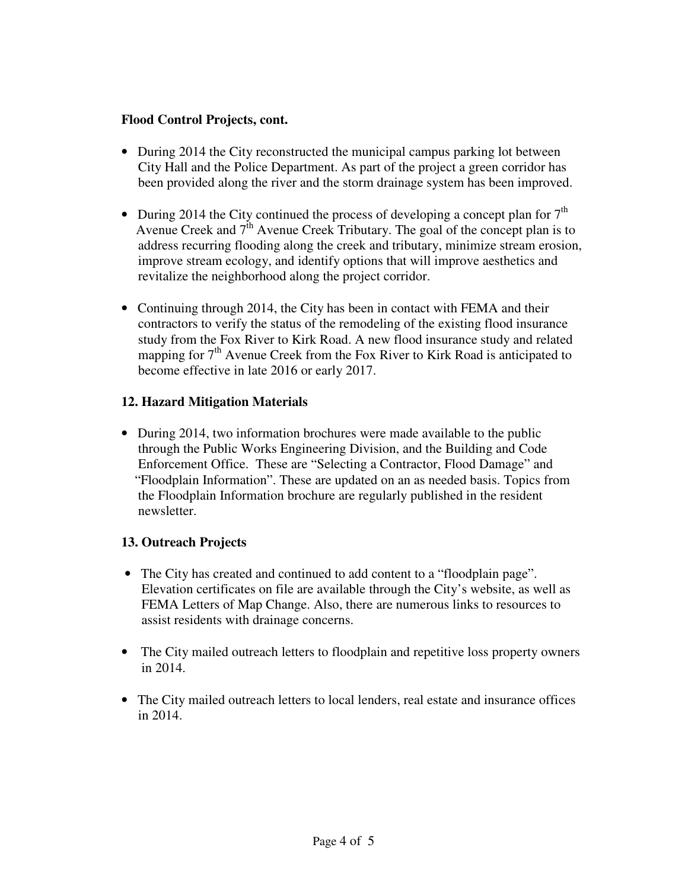**Flood Control Projects, cont.**

- During 2014 the City reconstructed the municipal campus parking lot between City Hall and the Police Department. As part of the project a green corridor has been provided along the river and the storm drainage system has been improved.
- During 2014 the City continued the process of developing a concept plan for 7th Avenue Creek and 7th Avenue Creek Tributary. The goal of the concept plan is to address recurring flooding along the creek and tributary, minimize stream erosion, improve stream ecology, and identify options that will improve aesthetics and revitalize the neighborhood along the project corridor.
- Continuing through 2014, the City has been in contact with FEMA and their contractors to verify the status of the remodeling of the existing flood insurance study from the Fox River to Kirk Road. A new flood insurance study and related mapping for 7th Avenue Creek from the Fox River to Kirk Road is anticipated to become effective in late 2016 or early 2017.

**12. Hazard Mitigation Materials**

- During 2014, two information brochures were made available to the public through the Public Works Engineering Division, and the Building and Code Enforcement Office. These are "Selecting a Contractor, Flood Damage" and "Floodplain Information". These are updated on an as needed basis. Topics from the Floodplain Information brochure are regularly published in the resident newsletter.

**13. Outreach Projects**

- The City has created and continued to add content to a "floodplain page". Elevation certificates on file are available through the City's website, as well as FEMA Letters of Map Change. Also, there are numerous links to resources to assist residents with drainage concerns.
- The City mailed outreach letters to floodplain and repetitive loss property owners in 2014.
- The City mailed outreach letters to local lenders, real estate and insurance offices in 2014.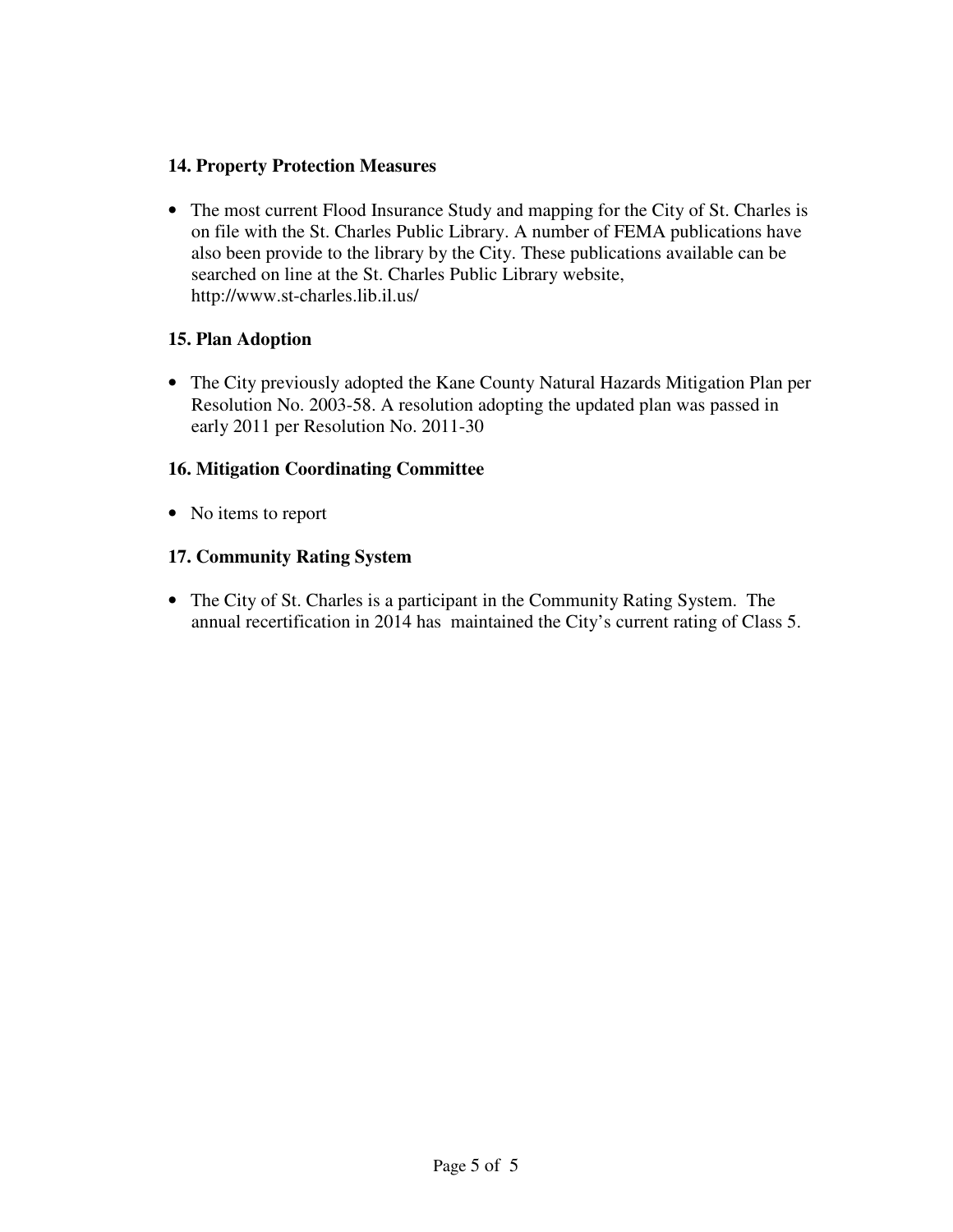**14. Property Protection Measures**

- The most current Flood Insurance Study and mapping for the City of St. Charles is on file with the St. Charles Public Library. A number of FEMA publications have also been provide to the library by the City. These publications available can be searched on line at the St. Charles Public Library website, http://www.st-charles.lib.il.us/

**15. Plan Adoption**

- The City previously adopted the Kane County Natural Hazards Mitigation Plan per Resolution No. 2003-58. A resolution adopting the updated plan was passed in early 2011 per Resolution No. 2011-30

**16. Mitigation Coordinating Committee**

- No items to report

**17. Community Rating System**

- The City of St. Charles is a participant in the Community Rating System. The annual recertification in 2014 has maintained the City's current rating of Class 5.